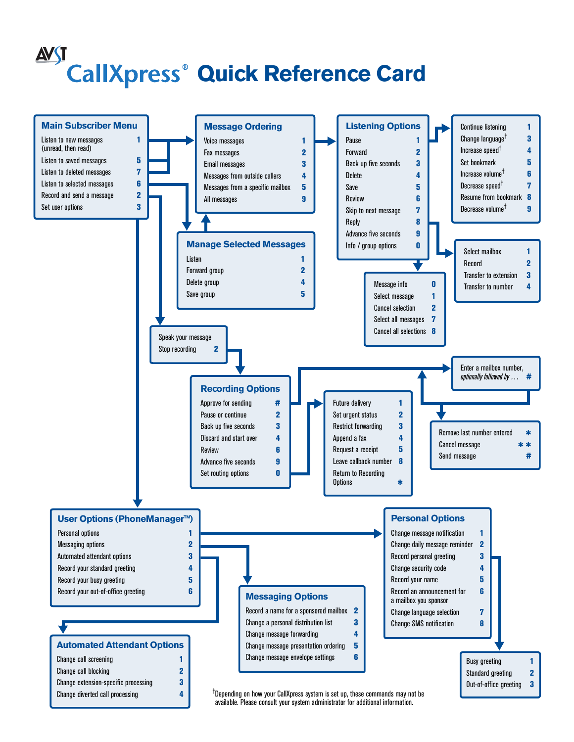# AVST CallXpress® Quick Reference Card

## Main Subscriber Menu

| | |
|---|---|
| Listen to new messages (unread, then read) | 1 |
| Listen to saved messages | 5 |
| Listen to deleted messages | 7 |
| Listen to selected messages | 6 |
| Record and send a message | 2 |
| Set user options | 3 |

## Message Ordering

| | |
|---|---|
| Voice messages | 1 |
| Fax messages | 2 |
| Email messages | 3 |
| Messages from outside callers | 4 |
| Messages from a specific mailbox | 5 |
| All messages | 9 |

## Listening Options

| | |
|---|---|
| Pause | 1 |
| Forward | 2 |
| Back up five seconds | 3 |
| Delete | 4 |
| Save | 5 |
| Review | 6 |
| Skip to next message | 7 |
| Reply | 8 |
| Advance five seconds | 9 |
| Info / group options | 0 |

| | |
|---|---|
| Continue listening | 1 |
| Change language† | 3 |
| Increase speed† | 4 |
| Set bookmark | 5 |
| Increase volume† | 6 |
| Decrease speed† | 7 |
| Resume from bookmark | 8 |
| Decrease volume† | 9 |

| | |
|---|---|
| Select mailbox | 1 |
| Record | 2 |
| Transfer to extension | 3 |
| Transfer to number | 4 |

| | |
|---|---|
| Message info | 0 |
| Select message | 1 |
| Cancel selection | 2 |
| Select all messages | 7 |
| Cancel all selections | 8 |

## Manage Selected Messages

| | |
|---|---|
| Listen | 1 |
| Forward group | 2 |
| Delete group | 4 |
| Save group | 5 |

| | |
|---|---|
| Speak your message | |
| Stop recording | 2 |

## Recording Options

| | |
|---|---|
| Approve for sending | # |
| Pause or continue | 2 |
| Back up five seconds | 3 |
| Discard and start over | 4 |
| Review | 6 |
| Advance five seconds | 9 |
| Set routing options | 0 |

| | |
|---|---|
| Future delivery | 1 |
| Set urgent status | 2 |
| Restrict forwarding | 3 |
| Append a fax | 4 |
| Request a receipt | 5 |
| Leave callback number | 8 |
| Return to Recording Options | * |

| | |
|---|---|
| Enter a mailbox number, *optionally followed by . . .* | # |

| | |
|---|---|
| Remove last number entered | * |
| Cancel message | * * |
| Send message | # |

## User Options (PhoneManager™)

| | |
|---|---|
| Personal options | 1 |
| Messaging options | 2 |
| Automated attendant options | 3 |
| Record your standard greeting | 4 |
| Record your busy greeting | 5 |
| Record your out-of-office greeting | 6 |

## Personal Options

| | |
|---|---|
| Change message notification | 1 |
| Change daily message reminder | 2 |
| Record personal greeting | 3 |
| Change security code | 4 |
| Record your name | 5 |
| Record an announcement for a mailbox you sponsor | 6 |
| Change language selection | 7 |
| Change SMS notification | 8 |

| | |
|---|---|
| Busy greeting | 1 |
| Standard greeting | 2 |
| Out-of-office greeting | 3 |

## Messaging Options

| | |
|---|---|
| Record a name for a sponsored mailbox | 2 |
| Change a personal distribution list | 3 |
| Change message forwarding | 4 |
| Change message presentation ordering | 5 |
| Change message envelope settings | 6 |

## Automated Attendant Options

| | |
|---|---|
| Change call screening | 1 |
| Change call blocking | 2 |
| Change extension-specific processing | 3 |
| Change diverted call processing | 4 |

†Depending on how your CallXpress system is set up, these commands may not be available. Please consult your system administrator for additional information.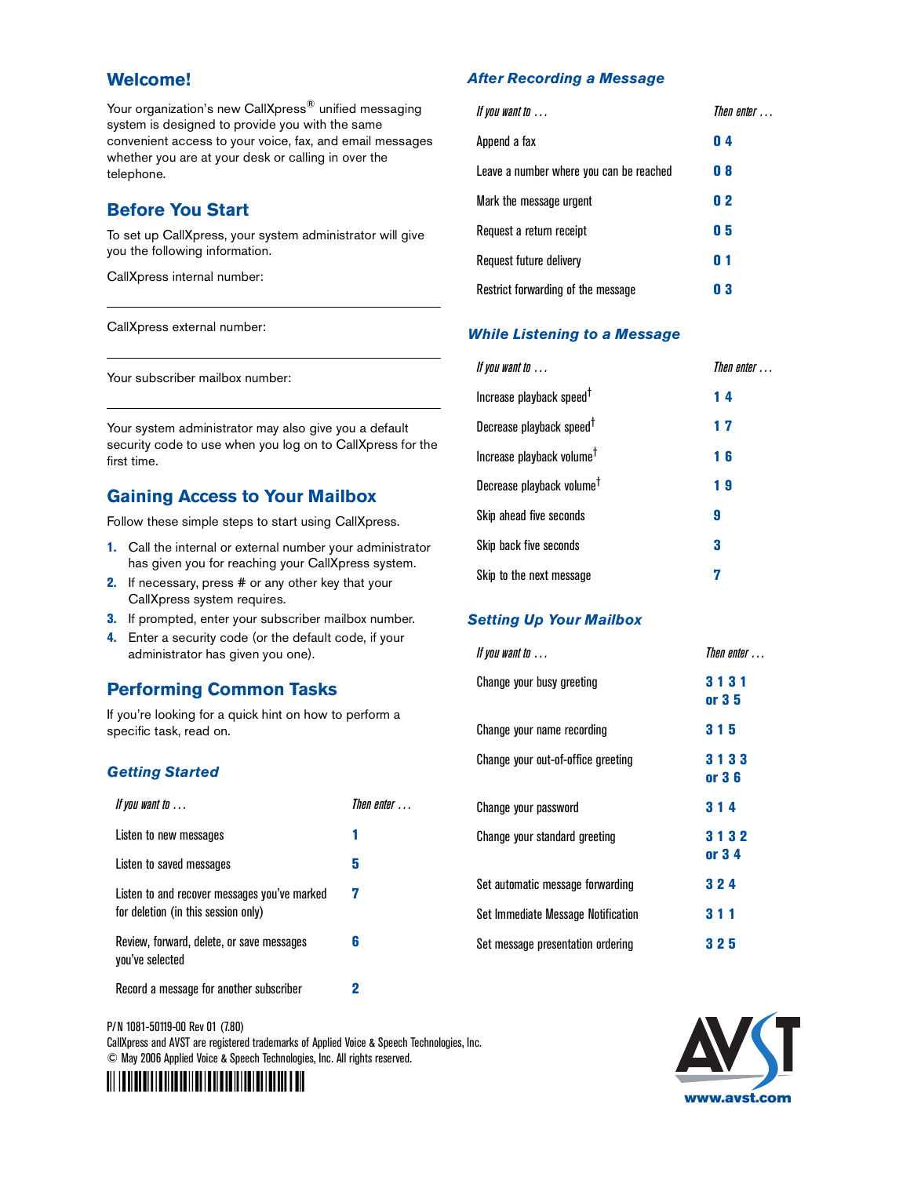## Welcome!

Your organization's new CallXpress® unified messaging system is designed to provide you with the same convenient access to your voice, fax, and email messages whether you are at your desk or calling in over the telephone.

## Before You Start

To set up CallXpress, your system administrator will give you the following information.

CallXpress internal number:

CallXpress external number:

Your subscriber mailbox number:

Your system administrator may also give you a default security code to use when you log on to CallXpress for the first time.

## Gaining Access to Your Mailbox

Follow these simple steps to start using CallXpress.

1. Call the internal or external number your administrator has given you for reaching your CallXpress system.
2. If necessary, press # or any other key that your CallXpress system requires.
3. If prompted, enter your subscriber mailbox number.
4. Enter a security code (or the default code, if your administrator has given you one).

## Performing Common Tasks

If you're looking for a quick hint on how to perform a specific task, read on.

### Getting Started

| *If you want to …* | *Then enter …* |
|---|---|
| Listen to new messages | **1** |
| Listen to saved messages | **5** |
| Listen to and recover messages you've marked for deletion (in this session only) | **7** |
| Review, forward, delete, or save messages you've selected | **6** |
| Record a message for another subscriber | **2** |

### After Recording a Message

| *If you want to …* | *Then enter …* |
|---|---|
| Append a fax | **0 4** |
| Leave a number where you can be reached | **0 8** |
| Mark the message urgent | **0 2** |
| Request a return receipt | **0 5** |
| Request future delivery | **0 1** |
| Restrict forwarding of the message | **0 3** |

### While Listening to a Message

| *If you want to …* | *Then enter …* |
|---|---|
| Increase playback speed† | **1 4** |
| Decrease playback speed† | **1 7** |
| Increase playback volume† | **1 6** |
| Decrease playback volume† | **1 9** |
| Skip ahead five seconds | **9** |
| Skip back five seconds | **3** |
| Skip to the next message | **7** |

### Setting Up Your Mailbox

| *If you want to …* | *Then enter …* |
|---|---|
| Change your busy greeting | **3 1 3 1 or 3 5** |
| Change your name recording | **3 1 5** |
| Change your out-of-office greeting | **3 1 3 3 or 3 6** |
| Change your password | **3 1 4** |
| Change your standard greeting | **3 1 3 2 or 3 4** |
| Set automatic message forwarding | **3 2 4** |
| Set Immediate Message Notification | **3 1 1** |
| Set message presentation ordering | **3 2 5** |

P/N 1081-50119-00 Rev 01 (7.80)
CallXpress and AVST are registered trademarks of Applied Voice & Speech Technologies, Inc.
© May 2006 Applied Voice & Speech Technologies, Inc. All rights reserved.

AVST
www.avst.com